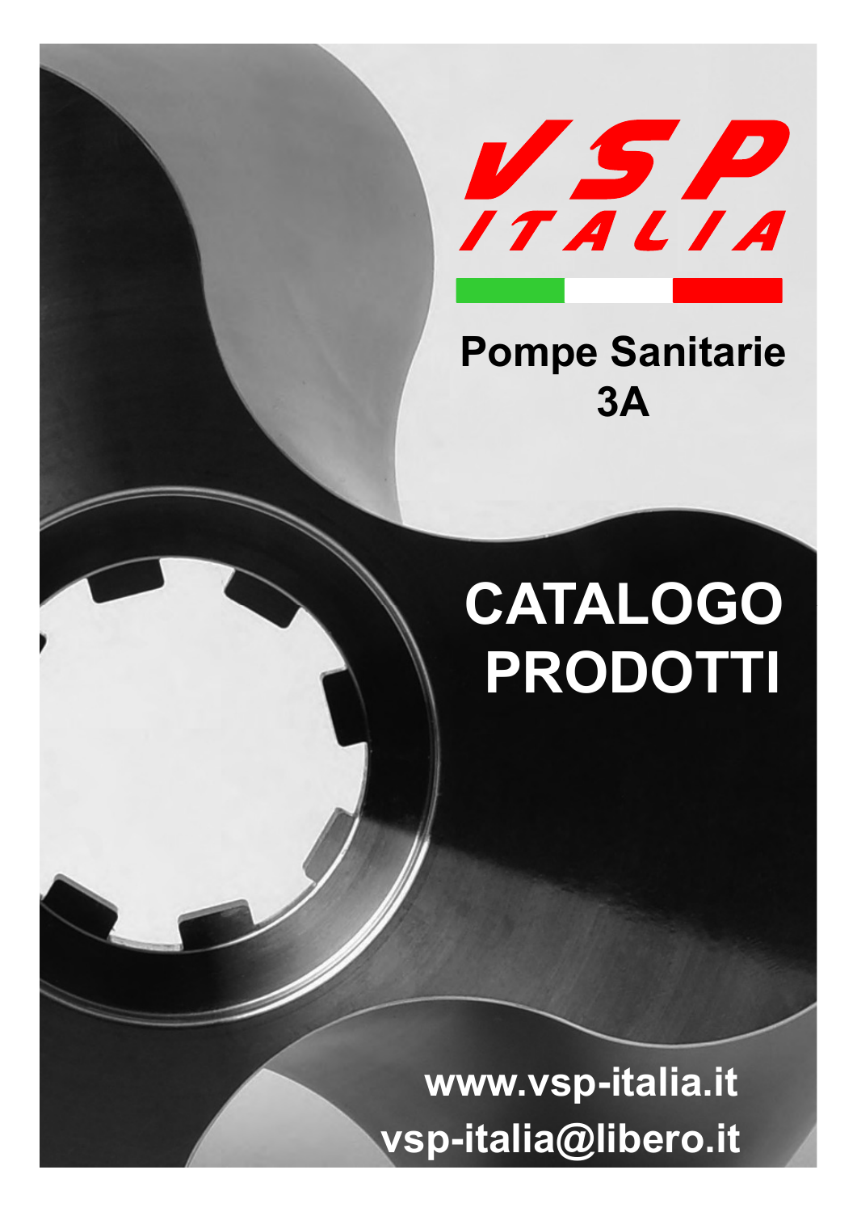# VSP ITALIA

**Pompe Sanitarie 3A**

# CATALOGO PRODOTTI

**www.vsp-italia.it**

**vsp-italia@libero.it**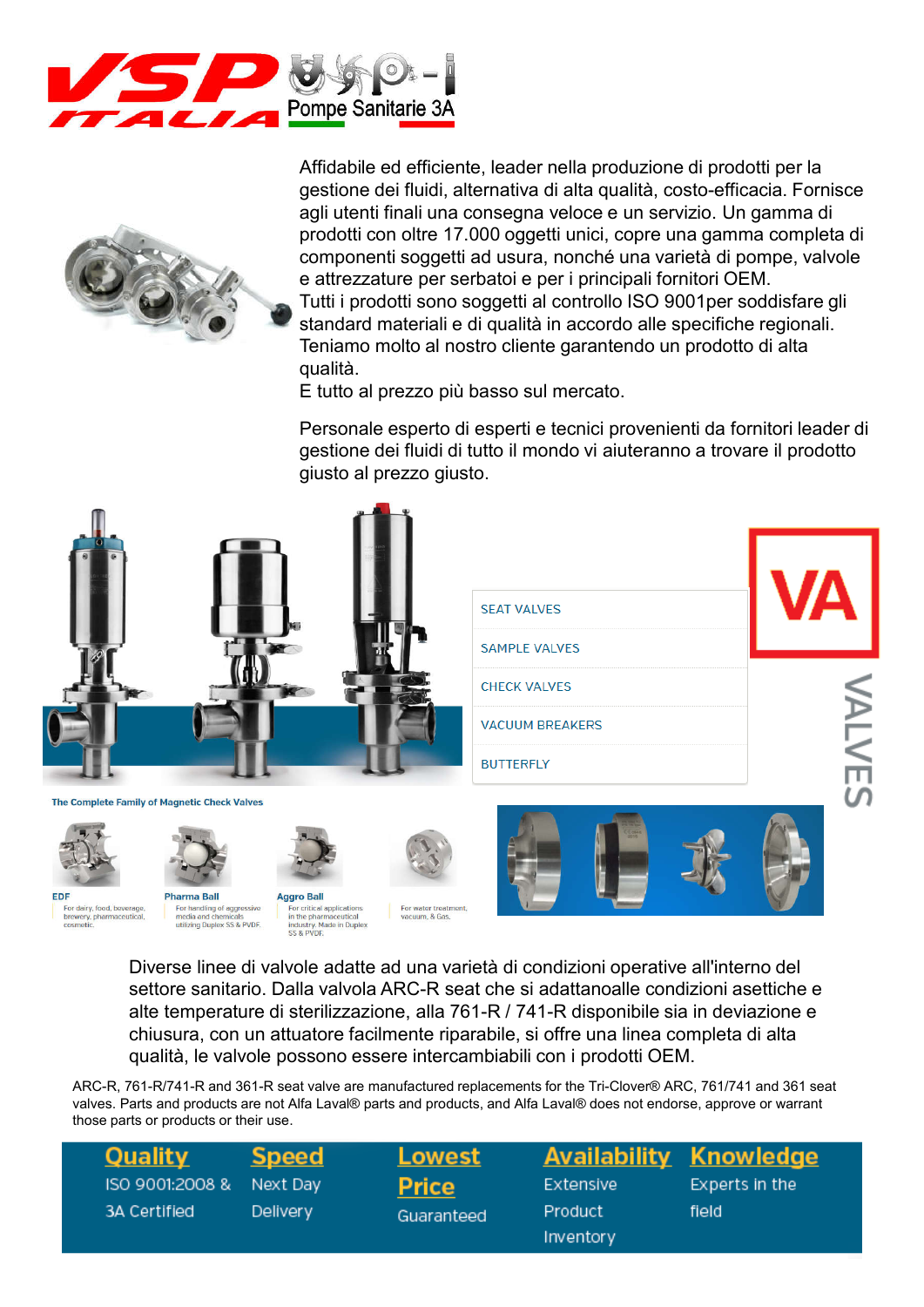VSP ITALIA — Pompe Sanitarie 3A

Affidabile ed efficiente, leader nella produzione di prodotti per la gestione dei fluidi, alternativa di alta qualità, costo-efficacia. Fornisce agli utenti finali una consegna veloce e un servizio. Un gamma di prodotti con oltre 17.000 oggetti unici, copre una gamma completa di componenti soggetti ad usura, nonché una varietà di pompe, valvole e attrezzature per serbatoi e per i principali fornitori OEM.
Tutti i prodotti sono soggetti al controllo ISO 9001per soddisfare gli standard materiali e di qualità in accordo alle specifiche regionali.
Teniamo molto al nostro cliente garantendo un prodotto di alta qualità.
E tutto al prezzo più basso sul mercato.

Personale esperto di esperti e tecnici provenienti da fornitori leader di gestione dei fluidi di tutto il mondo vi aiuteranno a trovare il prodotto giusto al prezzo giusto.

- SEAT VALVES
- SAMPLE VALVES
- CHECK VALVES
- VACUUM BREAKERS
- BUTTERFLY

VA VALVES

**The Complete Family of Magnetic Check Valves**

| EDF | Pharma Ball | Aggro Ball | |
|---|---|---|---|
| For dairy, food, beverage, brewery, pharmaceutical, cosmetic. | For handling of aggressive media and chemicals utilizing Duplex SS & PVDF. | For critical applications in the pharmaceutical industry. Made in Duplex SS & PVDF. | For water treatment, vacuum, & Gas. |

Diverse linee di valvole adatte ad una varietà di condizioni operative all'interno del settore sanitario. Dalla valvola ARC-R seat che si adattanoalle condizioni asettiche e alte temperature di sterilizzazione, alla 761-R / 741-R disponibile sia in deviazione e chiusura, con un attuatore facilmente riparabile, si offre una linea completa di alta qualità, le valvole possono essere intercambiabili con i prodotti OEM.

ARC-R, 761-R/741-R and 361-R seat valve are manufactured replacements for the Tri-Clover® ARC, 761/741 and 361 seat valves. Parts and products are not Alfa Laval® parts and products, and Alfa Laval® does not endorse, approve or warrant those parts or products or their use.

| **Quality** | **Speed** | **Lowest Price** | **Availability** | **Knowledge** |
|---|---|---|---|---|
| ISO 9001:2008 & 3A Certified | Next Day Delivery | Guaranteed | Extensive Product Inventory | Experts in the field |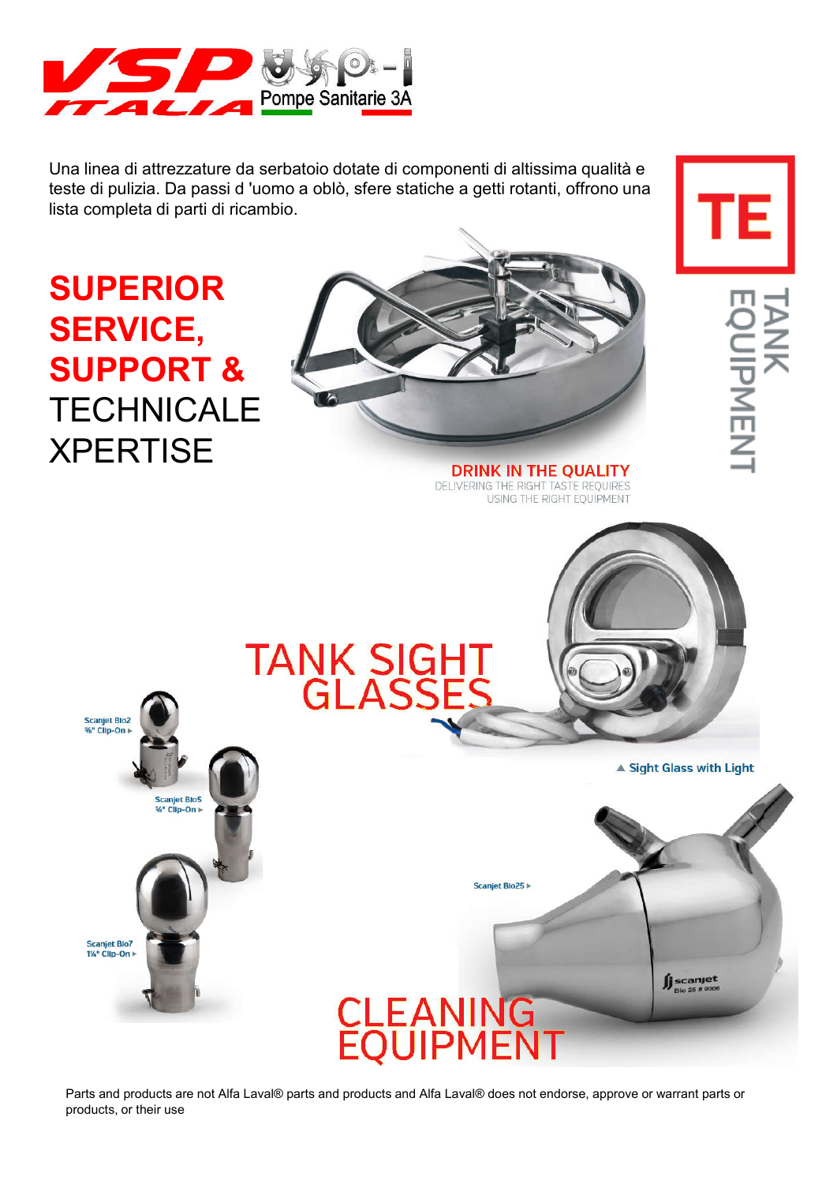VSP ITALIA — Pompe Sanitarie 3A

Una linea di attrezzature da serbatoio dotate di componenti di altissima qualità e teste di pulizia. Da passi d 'uomo a oblò, sfere statiche a getti rotanti, offrono una lista completa di parti di ricambio.

# TE

## TANK EQUIPMENT

**SUPERIOR SERVICE, SUPPORT &** TECHNICALE XPERTISE

**DRINK IN THE QUALITY**
DELIVERING THE RIGHT TASTE REQUIRES USING THE RIGHT EQUIPMENT

## TANK SIGHT GLASSES

▲ Sight Glass with Light

Scanjet Bio2 ⅜" Clip-On ▸

Scanjet Bio5 ¾" Clip-On ▸

Scanjet Bio7 1¼" Clip-On ▸

Scanjet Bio25 ▸

## CLEANING EQUIPMENT

Parts and products are not Alfa Laval® parts and products and Alfa Laval® does not endorse, approve or warrant parts or products, or their use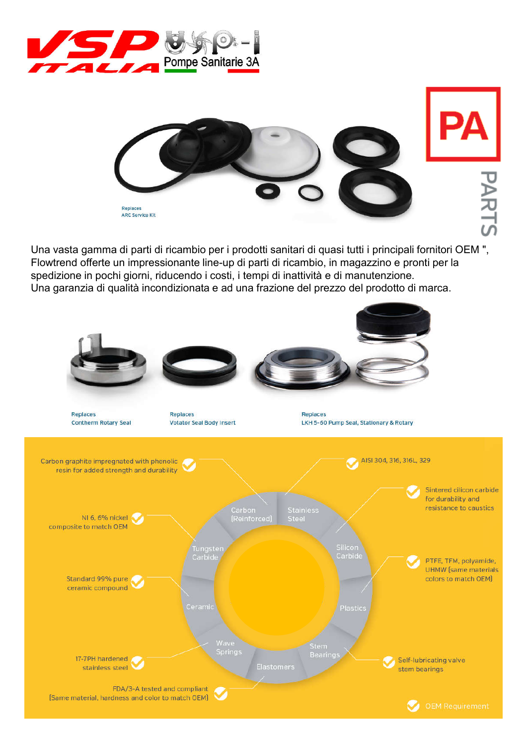VSP ITALIA — Pompe Sanitarie 3A

PA PARTS

Replaces
ARC Service Kit

Una vasta gamma di parti di ricambio per i prodotti sanitari di quasi tutti i principali fornitori OEM ", Flowtrend offerte un impressionante line-up di parti di ricambio, in magazzino e pronti per la spedizione in pochi giorni, riducendo i costi, i tempi di inattività e di manutenzione.
Una garanzia di qualità incondizionata e ad una frazione del prezzo del prodotto di marca.

Replaces
Contherm Rotary Seal

Replaces
Votator Seal Body Insert

Replaces
LKH 5-60 Pump Seal, Stationary & Rotary

- **Carbon (Reinforced)**: Carbon graphite impregnated with phenolic resin for added strength and durability
- **Stainless Steel**: AISI 304, 316, 316L, 329
- **Silicon Carbide**: Sintered cilicon carbide for durability and resistance to caustics
- **Plastics**: PTFE, TFM, polyamide, UHMW (same materials colors to match OEM)
- **Stem Bearings**: Self-lubricating valve stem bearings
- **Elastomers**: FDA/3-A tested and compliant (Same material, hardness and color to match OEM)
- **Wave Springs**: 17-7PH hardened stainless steel
- **Ceramic**: Standard 99% pure ceramic compound
- **Tungsten Carbide**: NI 6, 6% nickel composite to match OEM

✔ OEM Requirement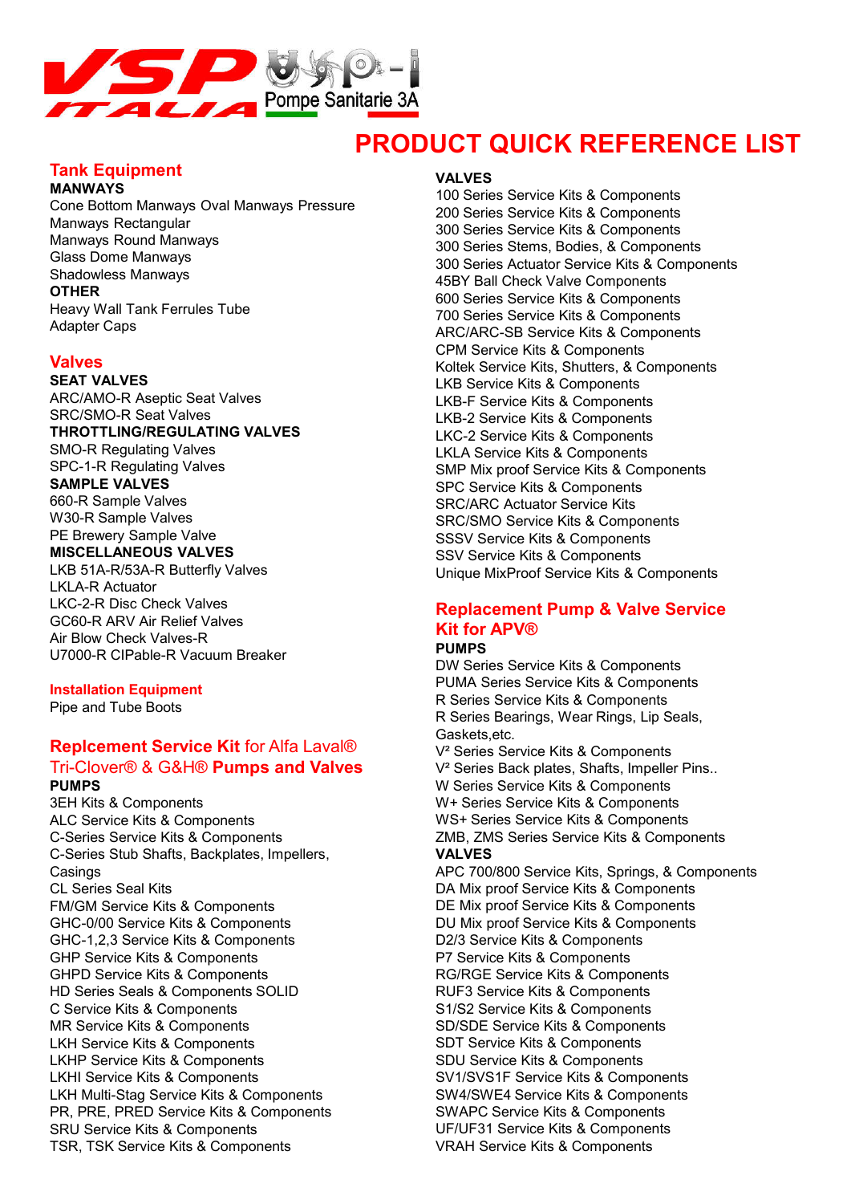VSP ITALIA Pompe Sanitarie 3A

# PRODUCT QUICK REFERENCE LIST

## Tank Equipment

**MANWAYS**

Cone Bottom Manways Oval Manways Pressure Manways Rectangular
Manways Round Manways
Glass Dome Manways
Shadowless Manways

**OTHER**

Heavy Wall Tank Ferrules Tube Adapter Caps

## Valves

**SEAT VALVES**

ARC/AMO-R Aseptic Seat Valves
SRC/SMO-R Seat Valves

**THROTTLING/REGULATING VALVES**

SMO-R Regulating Valves
SPC-1-R Regulating Valves

**SAMPLE VALVES**

660-R Sample Valves
W30-R Sample Valves
PE Brewery Sample Valve

**MISCELLANEOUS VALVES**

LKB 51A-R/53A-R Butterfly Valves
LKLA-R Actuator
LKC-2-R Disc Check Valves
GC60-R ARV Air Relief Valves
Air Blow Check Valves-R
U7000-R CIPable-R Vacuum Breaker

### Installation Equipment

Pipe and Tube Boots

## Replcement Service Kit for Alfa Laval® Tri-Clover® & G&H® Pumps and Valves

**PUMPS**

3EH Kits & Components
ALC Service Kits & Components
C-Series Service Kits & Components
C-Series Stub Shafts, Backplates, Impellers, Casings
CL Series Seal Kits
FM/GM Service Kits & Components
GHC-0/00 Service Kits & Components
GHC-1,2,3 Service Kits & Components
GHP Service Kits & Components
GHPD Service Kits & Components
HD Series Seals & Components SOLID
C Service Kits & Components
MR Service Kits & Components
LKH Service Kits & Components
LKHP Service Kits & Components
LKHI Service Kits & Components
LKH Multi-Stag Service Kits & Components
PR, PRE, PRED Service Kits & Components
SRU Service Kits & Components
TSR, TSK Service Kits & Components

**VALVES**

100 Series Service Kits & Components
200 Series Service Kits & Components
300 Series Service Kits & Components
300 Series Stems, Bodies, & Components
300 Series Actuator Service Kits & Components
45BY Ball Check Valve Components
600 Series Service Kits & Components
700 Series Service Kits & Components
ARC/ARC-SB Service Kits & Components
CPM Service Kits & Components
Koltek Service Kits, Shutters, & Components
LKB Service Kits & Components
LKB-F Service Kits & Components
LKB-2 Service Kits & Components
LKC-2 Service Kits & Components
LKLA Service Kits & Components
SMP Mix proof Service Kits & Components
SPC Service Kits & Components
SRC/ARC Actuator Service Kits
SRC/SMO Service Kits & Components
SSSV Service Kits & Components
SSV Service Kits & Components
Unique MixProof Service Kits & Components

## Replacement Pump & Valve Service Kit for APV®

**PUMPS**

DW Series Service Kits & Components
PUMA Series Service Kits & Components
R Series Service Kits & Components
R Series Bearings, Wear Rings, Lip Seals, Gaskets,etc.
V² Series Service Kits & Components
V² Series Back plates, Shafts, Impeller Pins..
W Series Service Kits & Components
W+ Series Service Kits & Components
WS+ Series Service Kits & Components
ZMB, ZMS Series Service Kits & Components

**VALVES**

APC 700/800 Service Kits, Springs, & Components
DA Mix proof Service Kits & Components
DE Mix proof Service Kits & Components
DU Mix proof Service Kits & Components
D2/3 Service Kits & Components
P7 Service Kits & Components
RG/RGE Service Kits & Components
RUF3 Service Kits & Components
S1/S2 Service Kits & Components
SD/SDE Service Kits & Components
SDT Service Kits & Components
SDU Service Kits & Components
SV1/SVS1F Service Kits & Components
SW4/SWE4 Service Kits & Components
SWAPC Service Kits & Components
UF/UF31 Service Kits & Components
VRAH Service Kits & Components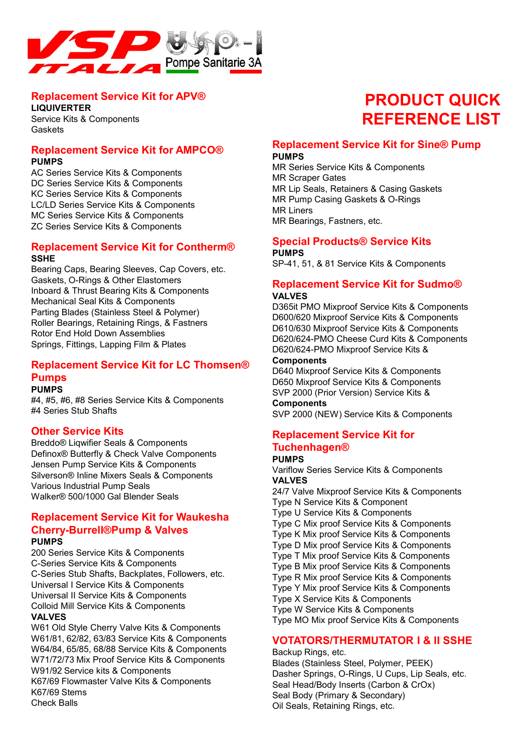# PRODUCT QUICK REFERENCE LIST

## Replacement Service Kit for APV®

**LIQUIVERTER**

Service Kits & Components
Gaskets

## Replacement Service Kit for AMPCO®

**PUMPS**

AC Series Service Kits & Components
DC Series Service Kits & Components
KC Series Service Kits & Components
LC/LD Series Service Kits & Components
MC Series Service Kits & Components
ZC Series Service Kits & Components

## Replacement Service Kit for Contherm®

**SSHE**

Bearing Caps, Bearing Sleeves, Cap Covers, etc.
Gaskets, O-Rings & Other Elastomers
Inboard & Thrust Bearing Kits & Components
Mechanical Seal Kits & Components
Parting Blades (Stainless Steel & Polymer)
Roller Bearings, Retaining Rings, & Fastners
Rotor End Hold Down Assemblies
Springs, Fittings, Lapping Film & Plates

## Replacement Service Kit for LC Thomsen® Pumps

**PUMPS**

#4, #5, #6, #8 Series Service Kits & Components
#4 Series Stub Shafts

## Other Service Kits

Breddo® Liqwifier Seals & Components
Definox® Butterfly & Check Valve Components
Jensen Pump Service Kits & Components
Silverson® Inline Mixers Seals & Components
Various Industrial Pump Seals
Walker® 500/1000 Gal Blender Seals

## Replacement Service Kit for Waukesha Cherry-Burrell®Pump & Valves

**PUMPS**

200 Series Service Kits & Components
C-Series Service Kits & Components
C-Series Stub Shafts, Backplates, Followers, etc.
Universal I Service Kits & Components
Universal II Service Kits & Components
Colloid Mill Service Kits & Components

**VALVES**

W61 Old Style Cherry Valve Kits & Components
W61/81, 62/82, 63/83 Service Kits & Components
W64/84, 65/85, 68/88 Service Kits & Components
W71/72/73 Mix Proof Service Kits & Components
W91/92 Service kits & Components
K67/69 Flowmaster Valve Kits & Components
K67/69 Stems
Check Balls

## Replacement Service Kit for Sine® Pump

**PUMPS**

MR Series Service Kits & Components
MR Scraper Gates
MR Lip Seals, Retainers & Casing Gaskets
MR Pump Casing Gaskets & O-Rings
MR Liners
MR Bearings, Fastners, etc.

## Special Products® Service Kits

**PUMPS**

SP-41, 51, & 81 Service Kits & Components

## Replacement Service Kit for Sudmo®

**VALVES**

D365it PMO Mixproof Service Kits & Components
D600/620 Mixproof Service Kits & Components
D610/630 Mixproof Service Kits & Components
D620/624-PMO Cheese Curd Kits & Components
D620/624-PMO Mixproof Service Kits & **Components**
D640 Mixproof Service Kits & Components
D650 Mixproof Service Kits & Components
SVP 2000 (Prior Version) Service Kits & **Components**
SVP 2000 (NEW) Service Kits & Components

## Replacement Service Kit for Tuchenhagen®

**PUMPS**

Variflow Series Service Kits & Components

**VALVES**

24/7 Valve Mixproof Service Kits & Components
Type N Service Kits & Component
Type U Service Kits & Components
Type C Mix proof Service Kits & Components
Type K Mix proof Service Kits & Components
Type D Mix proof Service Kits & Components
Type T Mix proof Service Kits & Components
Type B Mix proof Service Kits & Components
Type R Mix proof Service Kits & Components
Type Y Mix proof Service Kits & Components
Type X Service Kits & Components
Type W Service Kits & Components
Type MO Mix proof Service Kits & Components

## VOTATORS/THERMUTATOR I & II SSHE

Backup Rings, etc.
Blades (Stainless Steel, Polymer, PEEK)
Dasher Springs, O-Rings, U Cups, Lip Seals, etc.
Seal Head/Body Inserts (Carbon & CrOx)
Seal Body (Primary & Secondary)
Oil Seals, Retaining Rings, etc.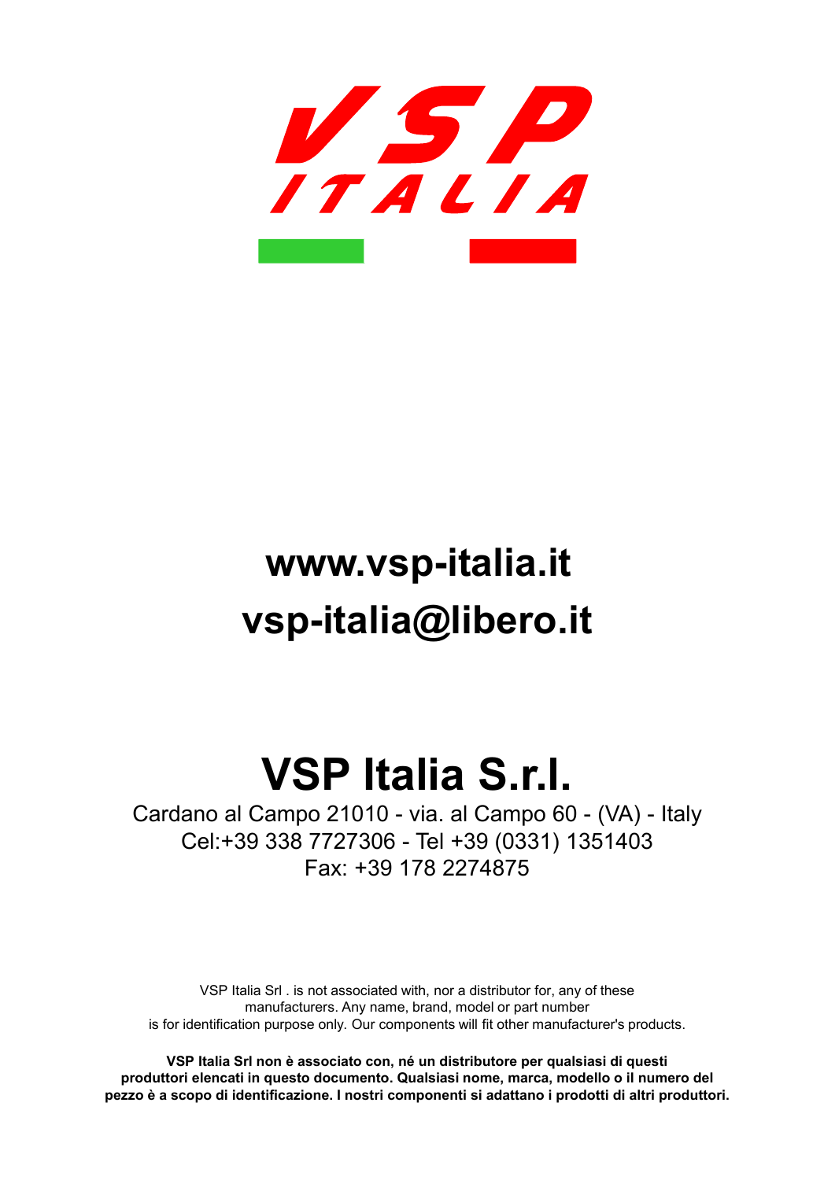VSP
ITALIA

**www.vsp-italia.it**

**vsp-italia@libero.it**

# VSP Italia S.r.l.

Cardano al Campo 21010 - via. al Campo 60 - (VA) - Italy
Cel:+39 338 7727306 - Tel +39 (0331) 1351403
Fax: +39 178 2274875

VSP Italia Srl . is not associated with, nor a distributor for, any of these manufacturers. Any name, brand, model or part number is for identification purpose only. Our components will fit other manufacturer's products.

**VSP Italia Srl non è associato con, né un distributore per qualsiasi di questi produttori elencati in questo documento. Qualsiasi nome, marca, modello o il numero del pezzo è a scopo di identificazione. I nostri componenti si adattano i prodotti di altri produttori.**